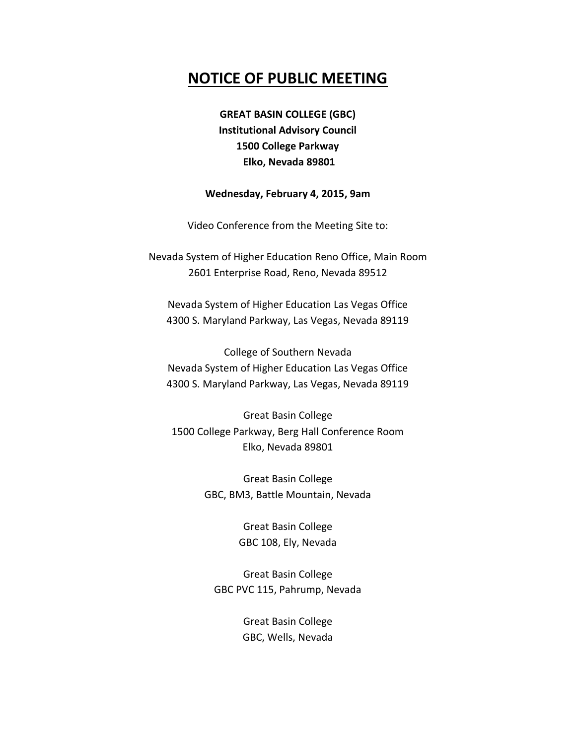# NOTICE OF PUBLIC MEETING

**GREAT BASIN COLLEGE (GBC)**
**Institutional Advisory Council**
**1500 College Parkway**
**Elko, Nevada 89801**

**Wednesday, February 4, 2015, 9am**

Video Conference from the Meeting Site to:

Nevada System of Higher Education Reno Office, Main Room
2601 Enterprise Road, Reno, Nevada 89512

Nevada System of Higher Education Las Vegas Office
4300 S. Maryland Parkway, Las Vegas, Nevada 89119

College of Southern Nevada
Nevada System of Higher Education Las Vegas Office
4300 S. Maryland Parkway, Las Vegas, Nevada 89119

Great Basin College
1500 College Parkway, Berg Hall Conference Room
Elko, Nevada 89801

Great Basin College
GBC, BM3, Battle Mountain, Nevada

Great Basin College
GBC 108, Ely, Nevada

Great Basin College
GBC PVC 115, Pahrump, Nevada

Great Basin College
GBC, Wells, Nevada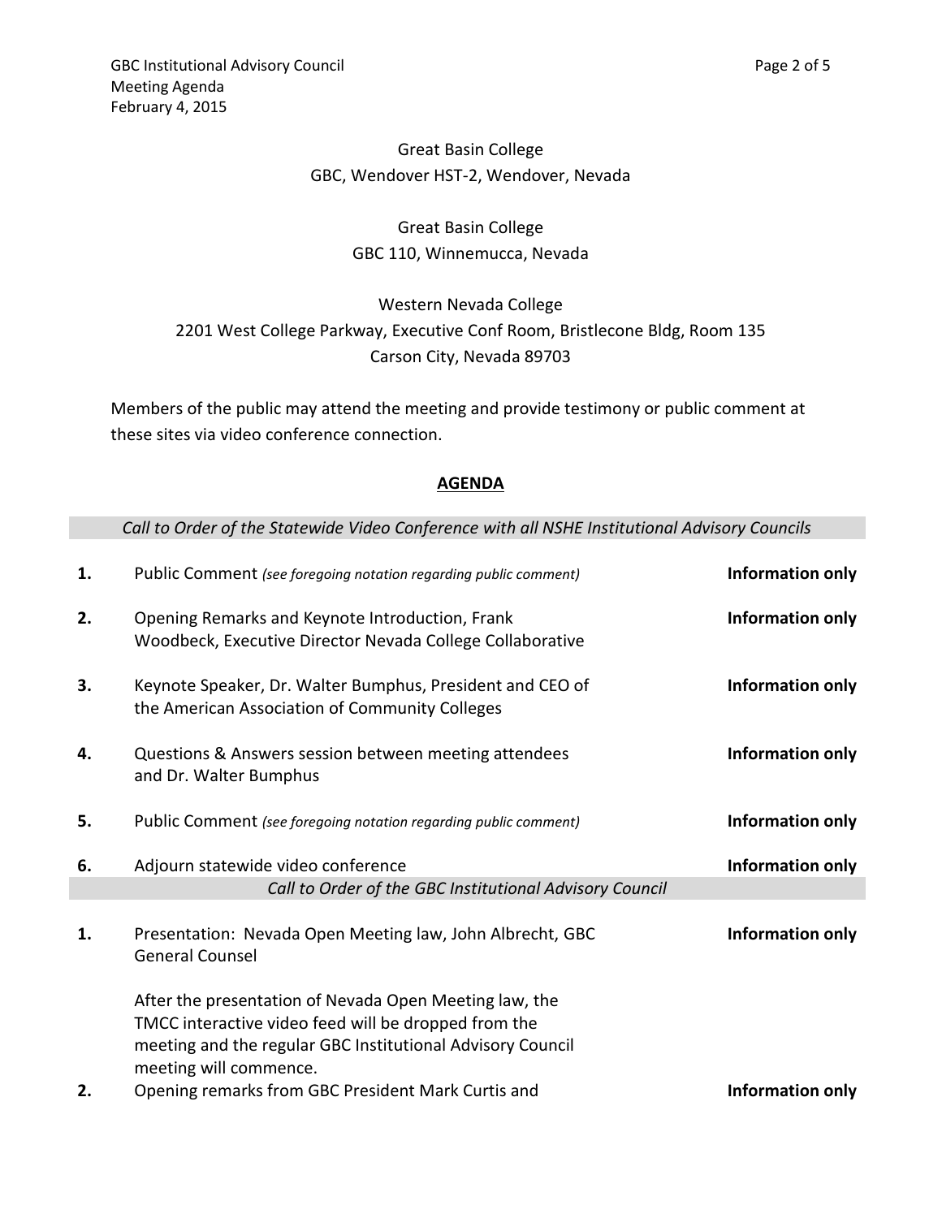Great Basin College
GBC, Wendover HST-2, Wendover, Nevada

Great Basin College
GBC 110, Winnemucca, Nevada

Western Nevada College
2201 West College Parkway, Executive Conf Room, Bristlecone Bldg, Room 135
Carson City, Nevada 89703

Members of the public may attend the meeting and provide testimony or public comment at these sites via video conference connection.

## AGENDA

*Call to Order of the Statewide Video Conference with all NSHE Institutional Advisory Councils*

| | | |
|---|---|---|
| **1.** | Public Comment *(see foregoing notation regarding public comment)* | **Information only** |
| **2.** | Opening Remarks and Keynote Introduction, Frank Woodbeck, Executive Director Nevada College Collaborative | **Information only** |
| **3.** | Keynote Speaker, Dr. Walter Bumphus, President and CEO of the American Association of Community Colleges | **Information only** |
| **4.** | Questions & Answers session between meeting attendees and Dr. Walter Bumphus | **Information only** |
| **5.** | Public Comment *(see foregoing notation regarding public comment)* | **Information only** |
| **6.** | Adjourn statewide video conference | **Information only** |

*Call to Order of the GBC Institutional Advisory Council*

| | | |
|---|---|---|
| **1.** | Presentation: Nevada Open Meeting law, John Albrecht, GBC General Counsel<br><br>After the presentation of Nevada Open Meeting law, the TMCC interactive video feed will be dropped from the meeting and the regular GBC Institutional Advisory Council meeting will commence. | **Information only** |
| **2.** | Opening remarks from GBC President Mark Curtis and | **Information only** |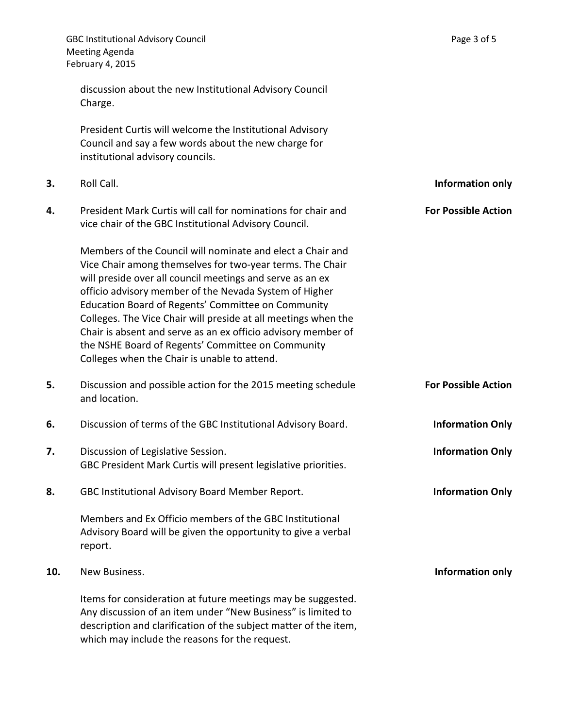discussion about the new Institutional Advisory Council Charge.

President Curtis will welcome the Institutional Advisory Council and say a few words about the new charge for institutional advisory councils.

**3.** Roll Call. **Information only**

**4.** President Mark Curtis will call for nominations for chair and vice chair of the GBC Institutional Advisory Council. **For Possible Action**

Members of the Council will nominate and elect a Chair and Vice Chair among themselves for two-year terms. The Chair will preside over all council meetings and serve as an ex officio advisory member of the Nevada System of Higher Education Board of Regents' Committee on Community Colleges. The Vice Chair will preside at all meetings when the Chair is absent and serve as an ex officio advisory member of the NSHE Board of Regents' Committee on Community Colleges when the Chair is unable to attend.

**5.** Discussion and possible action for the 2015 meeting schedule and location. **For Possible Action**

**6.** Discussion of terms of the GBC Institutional Advisory Board. **Information Only**

**7.** Discussion of Legislative Session. **Information Only**
GBC President Mark Curtis will present legislative priorities.

**8.** GBC Institutional Advisory Board Member Report. **Information Only**

Members and Ex Officio members of the GBC Institutional Advisory Board will be given the opportunity to give a verbal report.

**10.** New Business. **Information only**

Items for consideration at future meetings may be suggested. Any discussion of an item under "New Business" is limited to description and clarification of the subject matter of the item, which may include the reasons for the request.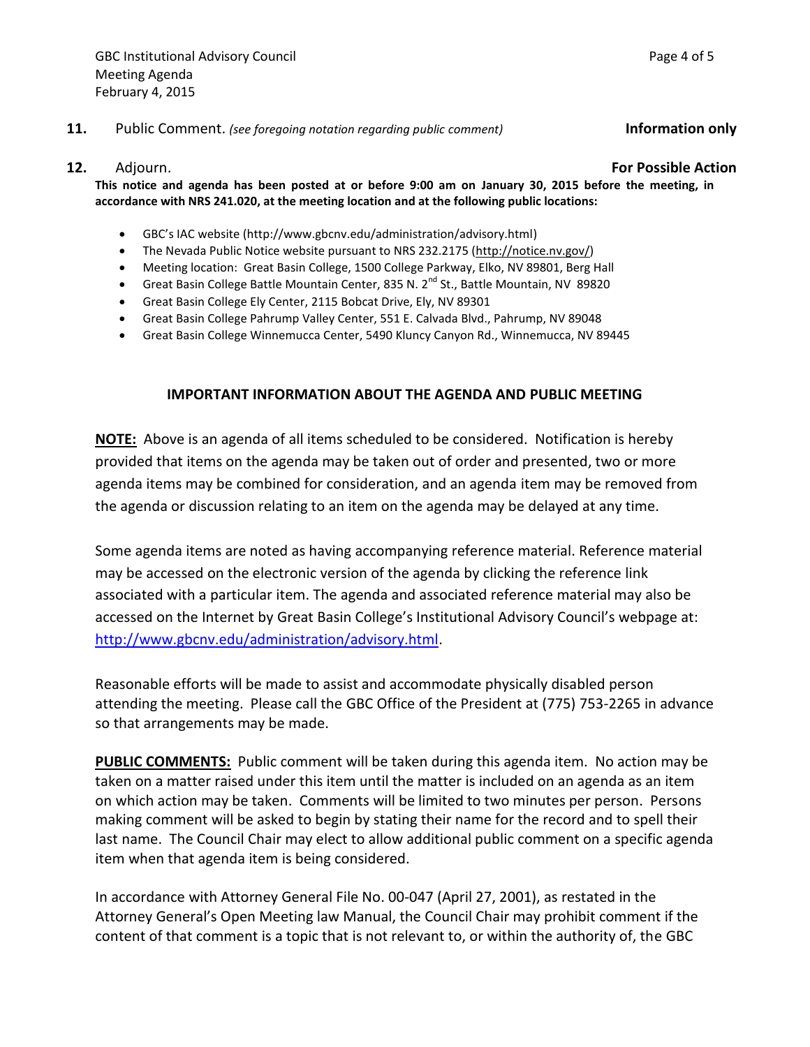**11.** Public Comment. *(see foregoing notation regarding public comment)* **Information only**

**12.** Adjourn. **For Possible Action**

**This notice and agenda has been posted at or before 9:00 am on January 30, 2015 before the meeting, in accordance with NRS 241.020, at the meeting location and at the following public locations:**

- GBC's IAC website (http://www.gbcnv.edu/administration/advisory.html)
- The Nevada Public Notice website pursuant to NRS 232.2175 (http://notice.nv.gov/)
- Meeting location: Great Basin College, 1500 College Parkway, Elko, NV 89801, Berg Hall
- Great Basin College Battle Mountain Center, 835 N. 2nd St., Battle Mountain, NV 89820
- Great Basin College Ely Center, 2115 Bobcat Drive, Ely, NV 89301
- Great Basin College Pahrump Valley Center, 551 E. Calvada Blvd., Pahrump, NV 89048
- Great Basin College Winnemucca Center, 5490 Kluncy Canyon Rd., Winnemucca, NV 89445

## IMPORTANT INFORMATION ABOUT THE AGENDA AND PUBLIC MEETING

**NOTE:** Above is an agenda of all items scheduled to be considered. Notification is hereby provided that items on the agenda may be taken out of order and presented, two or more agenda items may be combined for consideration, and an agenda item may be removed from the agenda or discussion relating to an item on the agenda may be delayed at any time.

Some agenda items are noted as having accompanying reference material. Reference material may be accessed on the electronic version of the agenda by clicking the reference link associated with a particular item. The agenda and associated reference material may also be accessed on the Internet by Great Basin College's Institutional Advisory Council's webpage at: http://www.gbcnv.edu/administration/advisory.html.

Reasonable efforts will be made to assist and accommodate physically disabled person attending the meeting. Please call the GBC Office of the President at (775) 753-2265 in advance so that arrangements may be made.

**PUBLIC COMMENTS:** Public comment will be taken during this agenda item. No action may be taken on a matter raised under this item until the matter is included on an agenda as an item on which action may be taken. Comments will be limited to two minutes per person. Persons making comment will be asked to begin by stating their name for the record and to spell their last name. The Council Chair may elect to allow additional public comment on a specific agenda item when that agenda item is being considered.

In accordance with Attorney General File No. 00-047 (April 27, 2001), as restated in the Attorney General's Open Meeting law Manual, the Council Chair may prohibit comment if the content of that comment is a topic that is not relevant to, or within the authority of, the GBC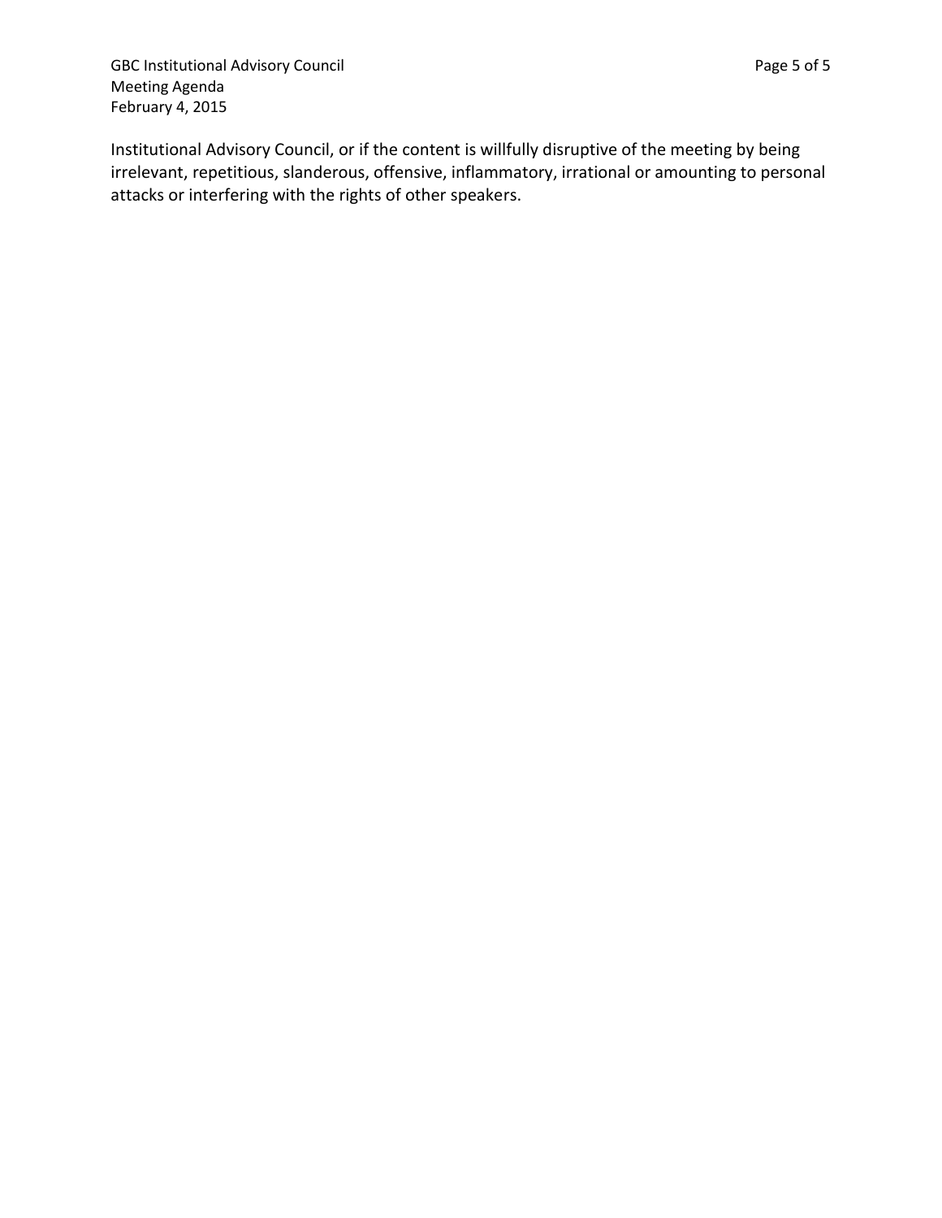Institutional Advisory Council, or if the content is willfully disruptive of the meeting by being irrelevant, repetitious, slanderous, offensive, inflammatory, irrational or amounting to personal attacks or interfering with the rights of other speakers.